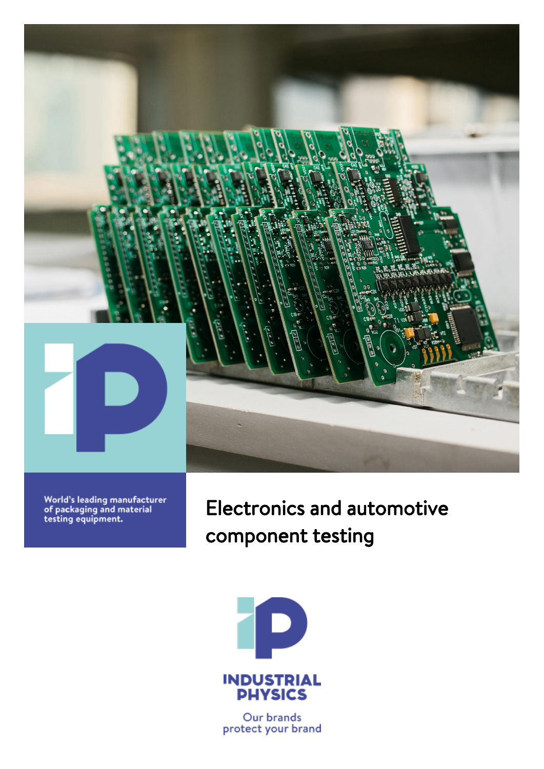World's leading manufacturer of packaging and material testing equipment.

# Electronics and automotive component testing

INDUSTRIAL PHYSICS

Our brands protect your brand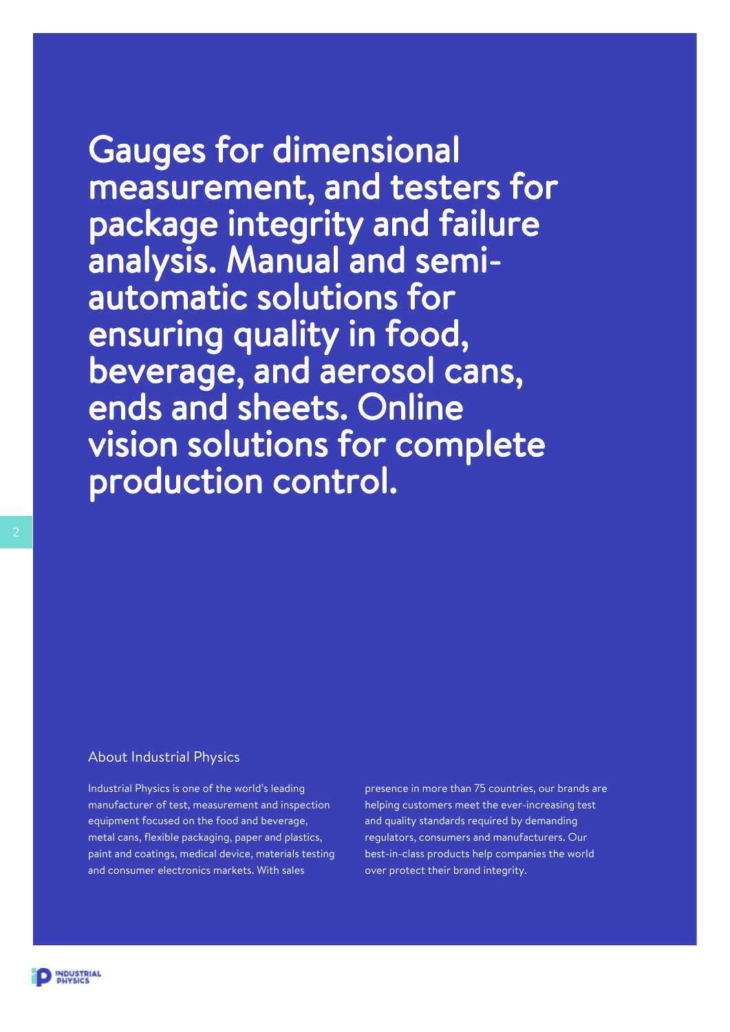# Gauges for dimensional measurement, and testers for package integrity and failure analysis. Manual and semi-automatic solutions for ensuring quality in food, beverage, and aerosol cans, ends and sheets. Online vision solutions for complete production control.

## About Industrial Physics

Industrial Physics is one of the world's leading manufacturer of test, measurement and inspection equipment focused on the food and beverage, metal cans, flexible packaging, paper and plastics, paint and coatings, medical device, materials testing and consumer electronics markets. With sales presence in more than 75 countries, our brands are helping customers meet the ever-increasing test and quality standards required by demanding regulators, consumers and manufacturers. Our best-in-class products help companies the world over protect their brand integrity.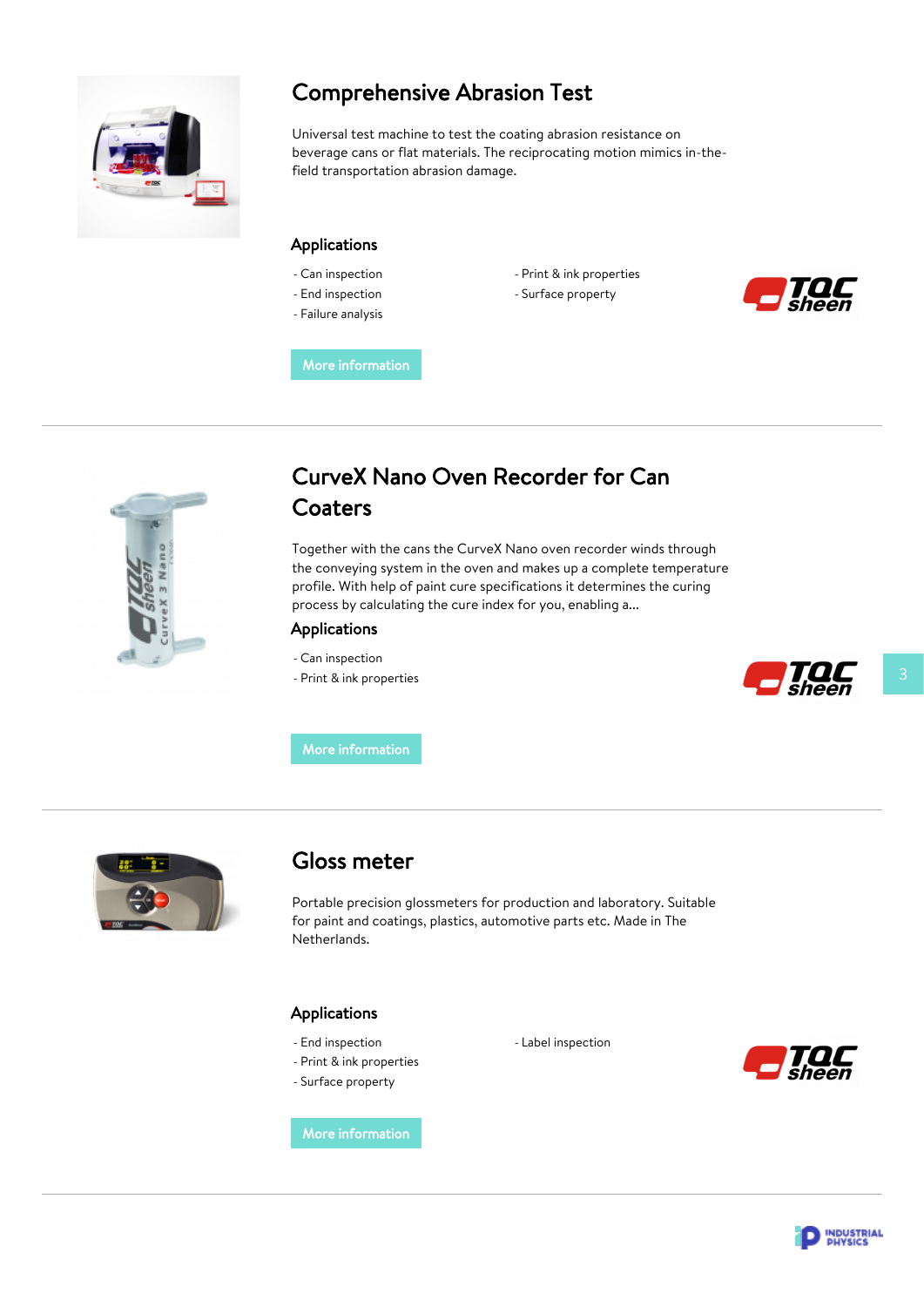## Comprehensive Abrasion Test

Universal test machine to test the coating abrasion resistance on beverage cans or flat materials. The reciprocating motion mimics in-the-field transportation abrasion damage.

### Applications

- Can inspection
- End inspection
- Failure analysis
- Print & ink properties
- Surface property

More information

---

## CurveX Nano Oven Recorder for Can Coaters

Together with the cans the CurveX Nano oven recorder winds through the conveying system in the oven and makes up a complete temperature profile. With help of paint cure specifications it determines the curing process by calculating the cure index for you, enabling a...

### Applications

- Can inspection
- Print & ink properties

More information

---

## Gloss meter

Portable precision glossmeters for production and laboratory. Suitable for paint and coatings, plastics, automotive parts etc. Made in The Netherlands.

### Applications

- End inspection
- Print & ink properties
- Surface property
- Label inspection

More information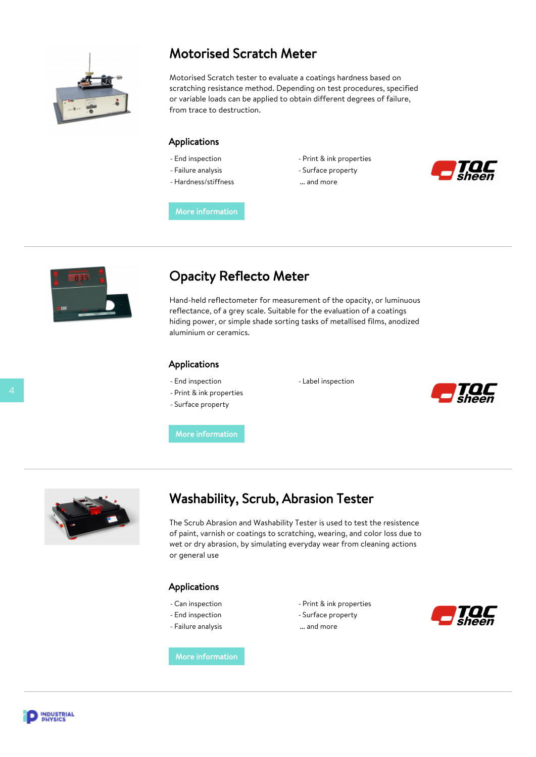## Motorised Scratch Meter

Motorised Scratch tester to evaluate a coatings hardness based on scratching resistance method. Depending on test procedures, specified or variable loads can be applied to obtain different degrees of failure, from trace to destruction.

### Applications

- End inspection
- Failure analysis
- Hardness/stiffness
- Print & ink properties
- Surface property
- ... and more

More information

---

## Opacity Reflecto Meter

Hand-held reflectometer for measurement of the opacity, or luminous reflectance, of a grey scale. Suitable for the evaluation of a coatings hiding power, or simple shade sorting tasks of metallised films, anodized aluminium or ceramics.

### Applications

- End inspection
- Print & ink properties
- Surface property
- Label inspection

More information

---

## Washability, Scrub, Abrasion Tester

The Scrub Abrasion and Washability Tester is used to test the resistence of paint, varnish or coatings to scratching, wearing, and color loss due to wet or dry abrasion, by simulating everyday wear from cleaning actions or general use

### Applications

- Can inspection
- End inspection
- Failure analysis
- Print & ink properties
- Surface property
- ... and more

More information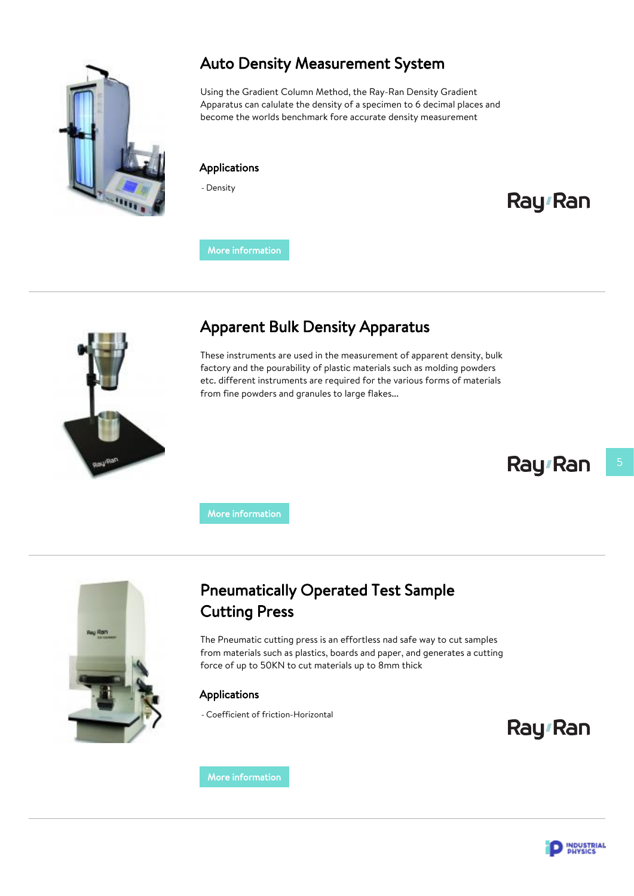## Auto Density Measurement System

Using the Gradient Column Method, the Ray-Ran Density Gradient Apparatus can calulate the density of a specimen to 6 decimal places and become the worlds benchmark fore accurate density measurement

### Applications

- Density

Ray-Ran

More information

---

## Apparent Bulk Density Apparatus

These instruments are used in the measurement of apparent density, bulk factory and the pourability of plastic materials such as molding powders etc. different instruments are required for the various forms of materials from fine powders and granules to large flakes...

Ray-Ran

More information

---

## Pneumatically Operated Test Sample Cutting Press

The Pneumatic cutting press is an effortless nad safe way to cut samples from materials such as plastics, boards and paper, and generates a cutting force of up to 50KN to cut materials up to 8mm thick

### Applications

- Coefficient of friction-Horizontal

Ray-Ran

More information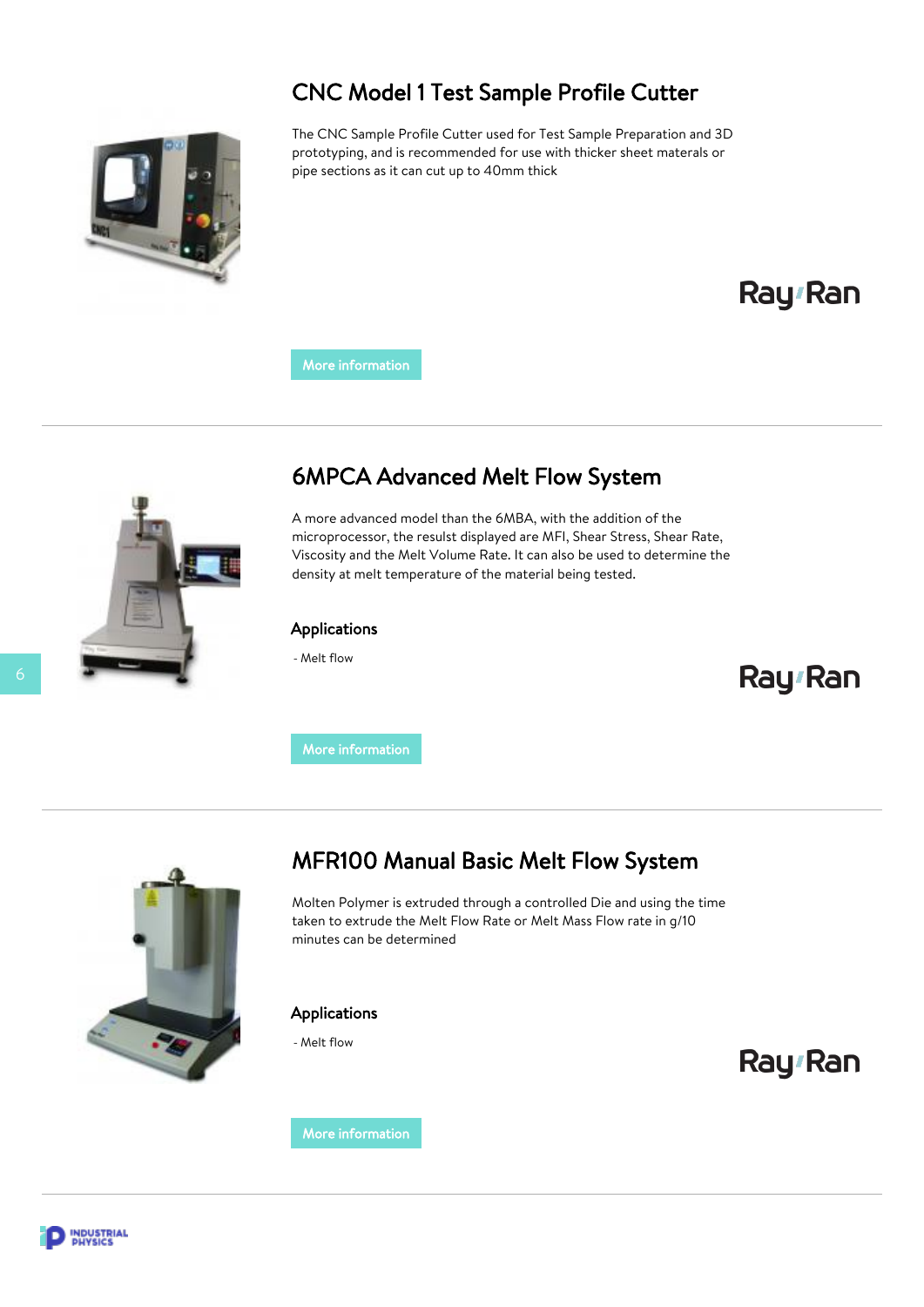## CNC Model 1 Test Sample Profile Cutter

The CNC Sample Profile Cutter used for Test Sample Preparation and 3D prototyping, and is recommended for use with thicker sheet materals or pipe sections as it can cut up to 40mm thick

Ray Ran

More information

---

## 6MPCA Advanced Melt Flow System

A more advanced model than the 6MBA, with the addition of the microprocessor, the reslust displayed are MFI, Shear Stress, Shear Rate, Viscosity and the Melt Volume Rate. It can also be used to determine the density at melt temperature of the material being tested.

### Applications

- Melt flow

Ray Ran

More information

---

## MFR100 Manual Basic Melt Flow System

Molten Polymer is extruded through a controlled Die and using the time taken to extrude the Melt Flow Rate or Melt Mass Flow rate in g/10 minutes can be determined

### Applications

- Melt flow

Ray Ran

More information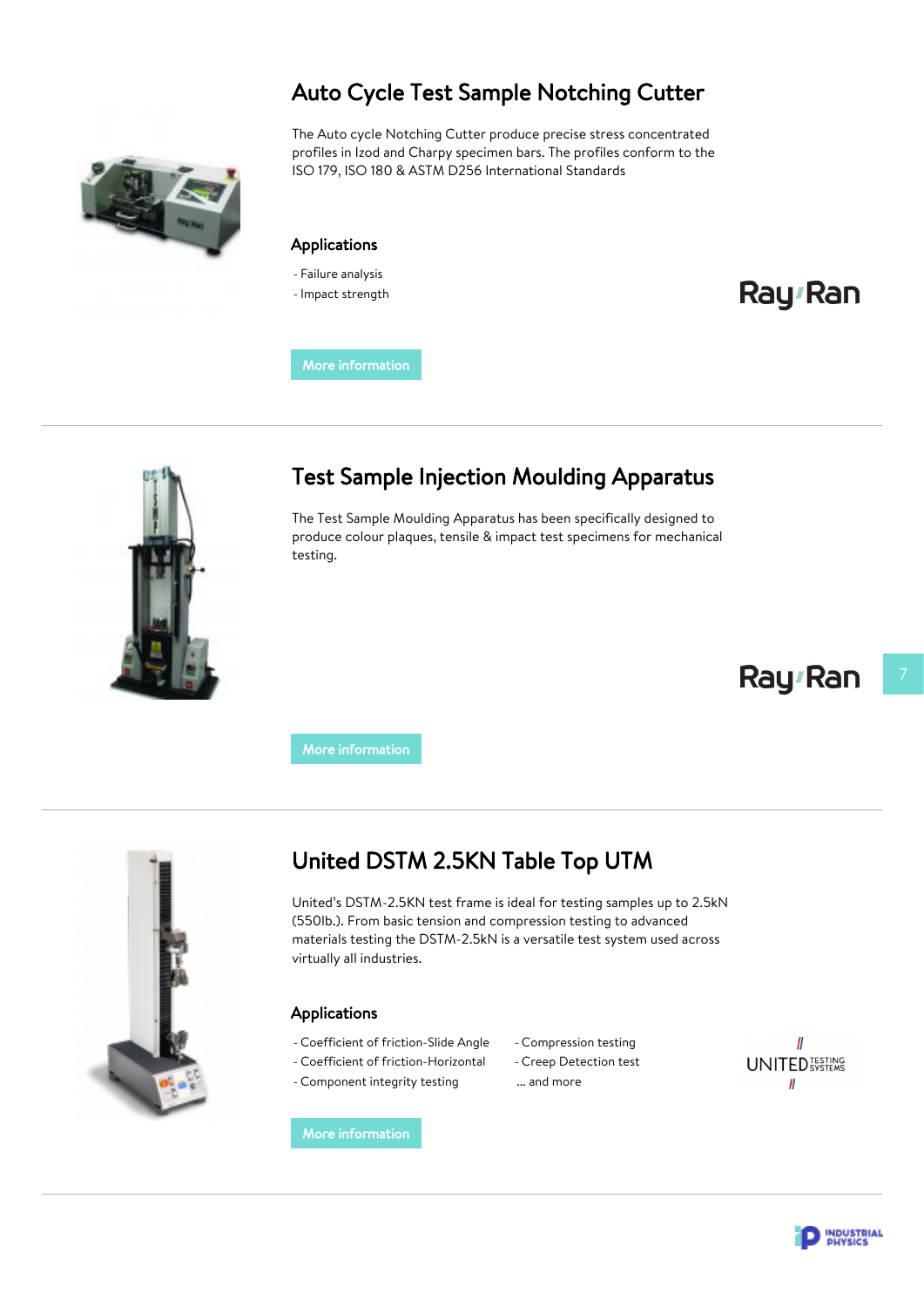## Auto Cycle Test Sample Notching Cutter

The Auto cycle Notching Cutter produce precise stress concentrated profiles in Izod and Charpy specimen bars. The profiles conform to the ISO 179, ISO 180 & ASTM D256 International Standards

### Applications

- Failure analysis
- Impact strength

Ray Ran

More information

---

## Test Sample Injection Moulding Apparatus

The Test Sample Moulding Apparatus has been specifically designed to produce colour plaques, tensile & impact test specimens for mechanical testing.

Ray Ran

More information

---

## United DSTM 2.5KN Table Top UTM

United's DSTM-2.5KN test frame is ideal for testing samples up to 2.5kN (550lb.). From basic tension and compression testing to advanced materials testing the DSTM-2.5kN is a versatile test system used across virtually all industries.

### Applications

- Coefficient of friction-Slide Angle
- Coefficient of friction-Horizontal
- Component integrity testing
- Compression testing
- Creep Detection test

... and more

UNITED TESTING SYSTEMS

More information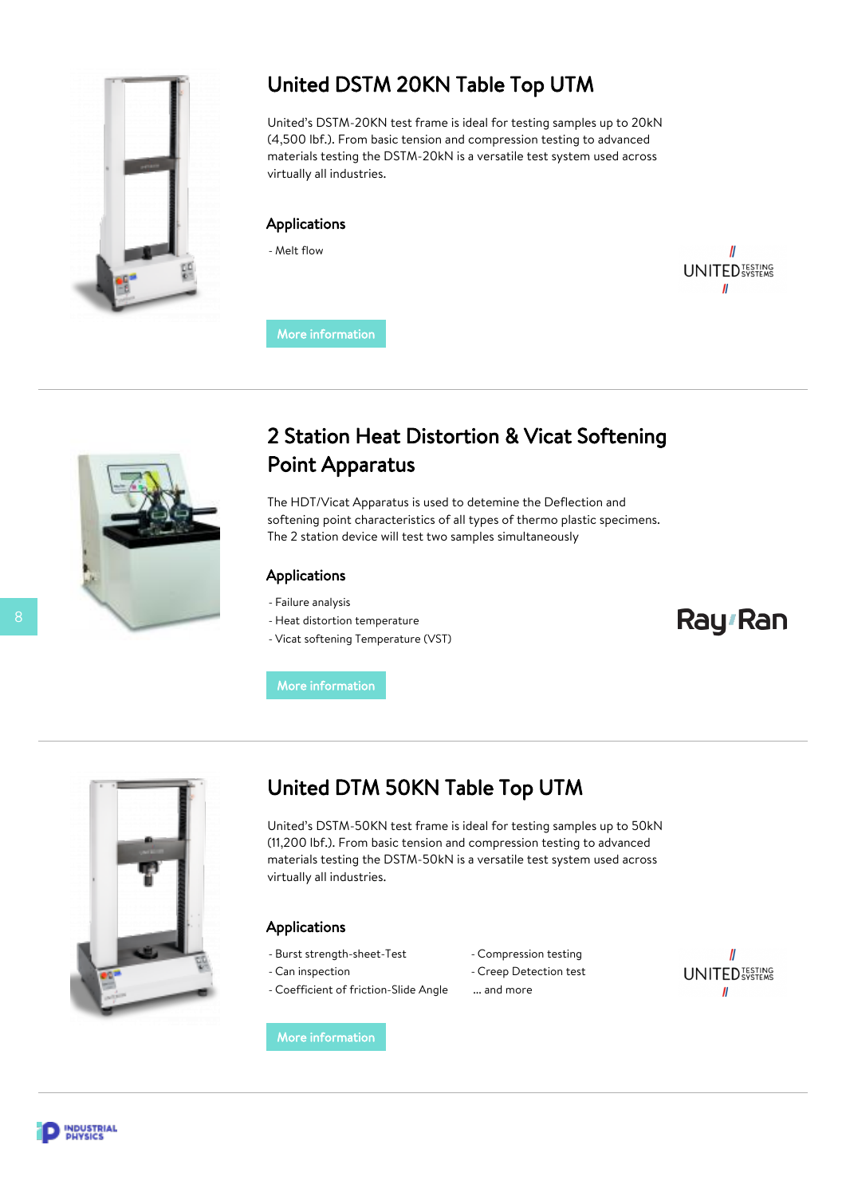## United DSTM 20KN Table Top UTM

United's DSTM-20KN test frame is ideal for testing samples up to 20kN (4,500 lbf.). From basic tension and compression testing to advanced materials testing the DSTM-20kN is a versatile test system used across virtually all industries.

### Applications

- Melt flow

UNITED TESTING SYSTEMS

More information

## 2 Station Heat Distortion & Vicat Softening Point Apparatus

The HDT/Vicat Apparatus is used to detemine the Deflection and softening point characteristics of all types of thermo plastic specimens. The 2 station device will test two samples simultaneously

### Applications

- Failure analysis
- Heat distortion temperature
- Vicat softening Temperature (VST)

Ray-Ran

More information

## United DTM 50KN Table Top UTM

United's DSTM-50KN test frame is ideal for testing samples up to 50kN (11,200 lbf.). From basic tension and compression testing to advanced materials testing the DSTM-50kN is a versatile test system used across virtually all industries.

### Applications

- Burst strength-sheet-Test
- Can inspection
- Coefficient of friction-Slide Angle
- Compression testing
- Creep Detection test

... and more

UNITED TESTING SYSTEMS

More information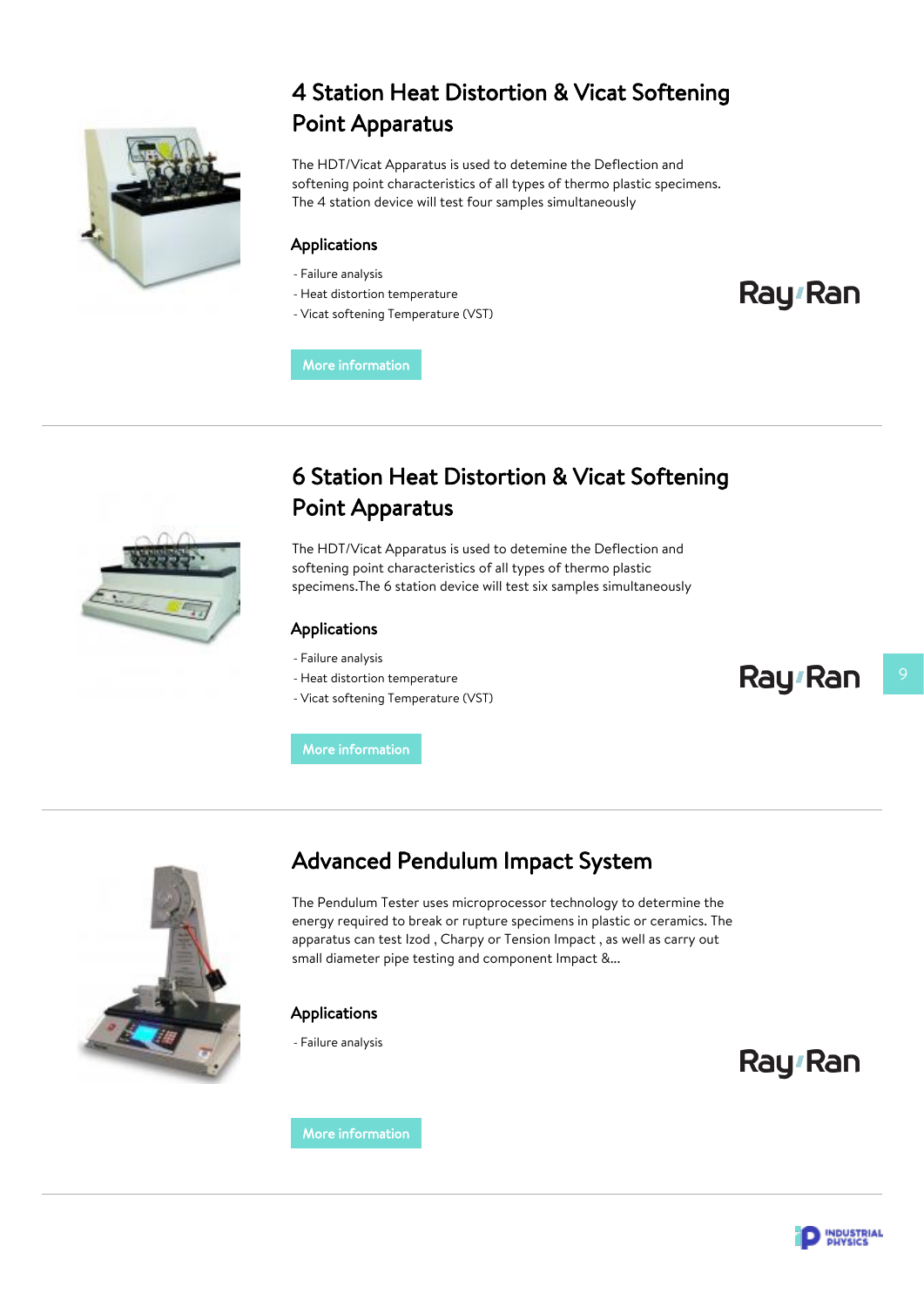## 4 Station Heat Distortion & Vicat Softening Point Apparatus

The HDT/Vicat Apparatus is used to detemine the Deflection and softening point characteristics of all types of thermo plastic specimens. The 4 station device will test four samples simultaneously

### Applications

- Failure analysis
- Heat distortion temperature
- Vicat softening Temperature (VST)

Ray Ran

More information

---

## 6 Station Heat Distortion & Vicat Softening Point Apparatus

The HDT/Vicat Apparatus is used to detemine the Deflection and softening point characteristics of all types of thermo plastic specimens.The 6 station device will test six samples simultaneously

### Applications

- Failure analysis
- Heat distortion temperature
- Vicat softening Temperature (VST)

Ray Ran

More information

---

## Advanced Pendulum Impact System

The Pendulum Tester uses microprocessor technology to determine the energy required to break or rupture specimens in plastic or ceramics. The apparatus can test Izod , Charpy or Tension Impact , as well as carry out small diameter pipe testing and component Impact &...

### Applications

- Failure analysis

Ray Ran

More information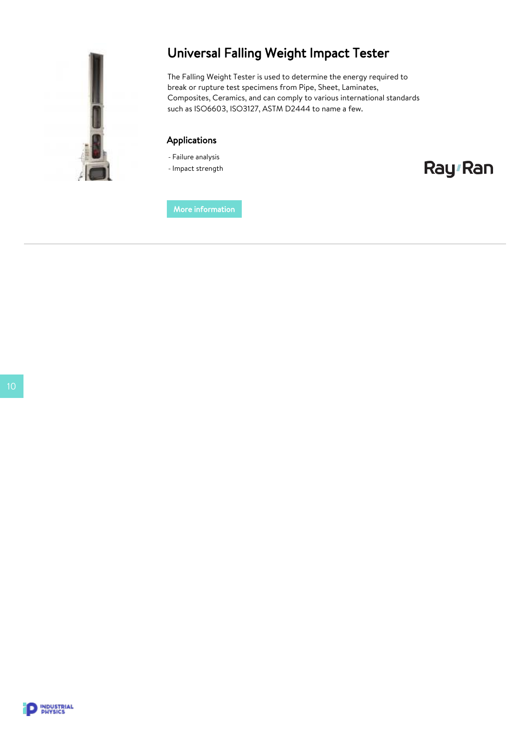## Universal Falling Weight Impact Tester

The Falling Weight Tester is used to determine the energy required to break or rupture test specimens from Pipe, Sheet, Laminates, Composites, Ceramics, and can comply to various international standards such as ISO6603, ISO3127, ASTM D2444 to name a few.

### Applications

- Failure analysis
- Impact strength

Ray-Ran

More information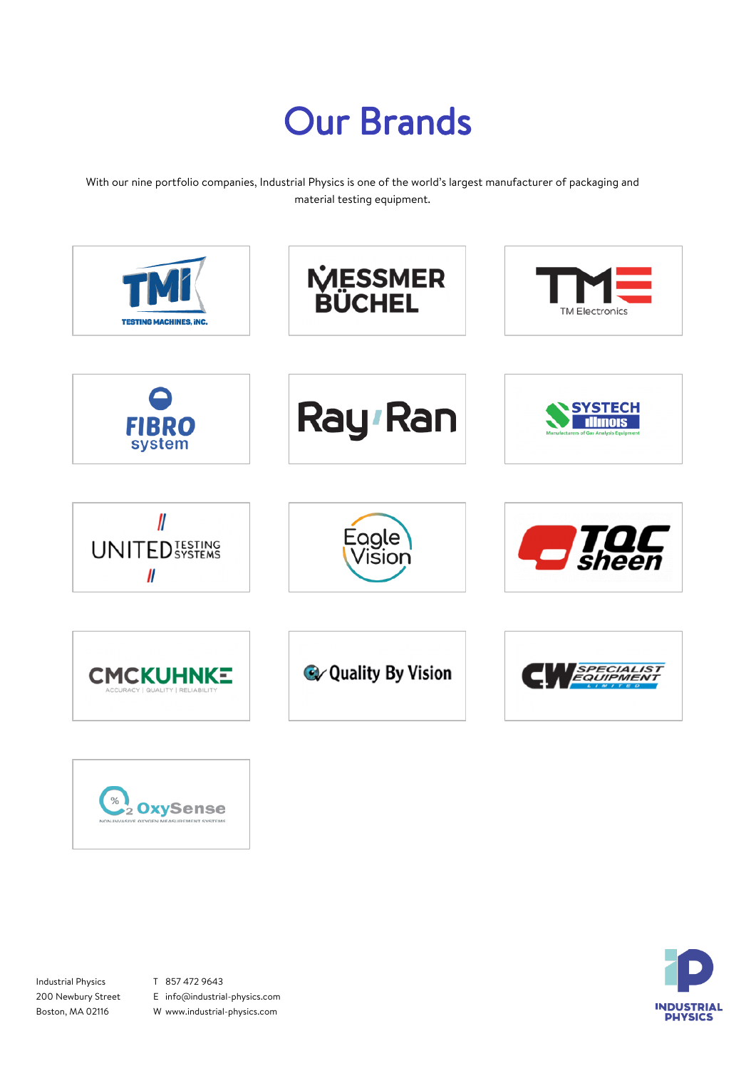# Our Brands

With our nine portfolio companies, Industrial Physics is one of the world's largest manufacturer of packaging and material testing equipment.

TMI TESTING MACHINES, INC.

MESSMER BÜCHEL

TM Electronics

FIBRO system

Ray Ran

SYSTECH illinois Manufacturers of Gas Analysis Equipment

UNITED TESTING SYSTEMS

Eagle Vision

TQC sheen

CMCKUHNKE ACCURACY | QUALITY | RELIABILITY

Quality By Vision

CW SPECIALIST EQUIPMENT LIMITED

OxySense NON-INVASIVE OXYGEN MEASUREMENT SYSTEMS

Industrial Physics
200 Newbury Street
Boston, MA 02116

T 857 472 9643
E info@industrial-physics.com
W www.industrial-physics.com

INDUSTRIAL PHYSICS